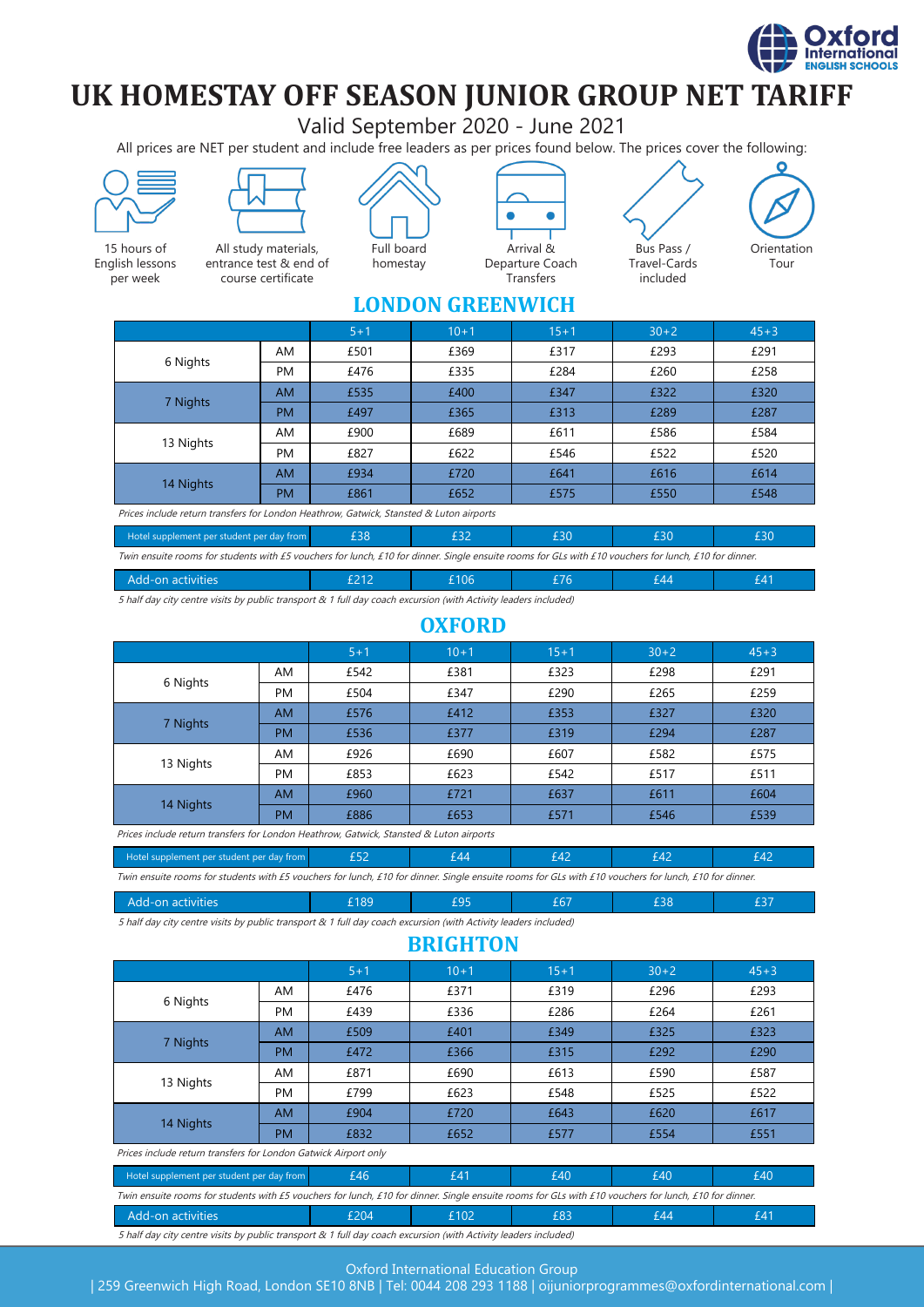# UK HOMESTAY OFF SEASON JUNIOR GROUP NET TARIFF

Valid September 2020 - June 2021

All prices are NET per student and include free leaders as per prices found below. The prices cover the following:

- 15 hours of English lessons per week
- All study materials, entrance test & end of course certificate
- Full board homestay
- Arrival & Departure Coach Transfers
- Bus Pass / Travel-Cards included
- Orientation Tour

## LONDON GREENWICH

| | | 5+1 | 10+1 | 15+1 | 30+2 | 45+3 |
|---|---|---|---|---|---|---|
| 6 Nights | AM | £501 | £369 | £317 | £293 | £291 |
| | PM | £476 | £335 | £284 | £260 | £258 |
| 7 Nights | AM | £535 | £400 | £347 | £322 | £320 |
| | PM | £497 | £365 | £313 | £289 | £287 |
| 13 Nights | AM | £900 | £689 | £611 | £586 | £584 |
| | PM | £827 | £622 | £546 | £522 | £520 |
| 14 Nights | AM | £934 | £720 | £641 | £616 | £614 |
| | PM | £861 | £652 | £575 | £550 | £548 |

*Prices include return transfers for London Heathrow, Gatwick, Stansted & Luton airports*

| Hotel supplement per student per day from | £38 | £32 | £30 | £30 | £30 |
|---|---|---|---|---|---|

*Twin ensuite rooms for students with £5 vouchers for lunch, £10 for dinner. Single ensuite rooms for GLs with £10 vouchers for lunch, £10 for dinner.*

| Add-on activities | £212 | £106 | £76 | £44 | £41 |
|---|---|---|---|---|---|

*5 half day city centre visits by public transport & 1 full day coach excursion (with Activity leaders included)*

## OXFORD

| | | 5+1 | 10+1 | 15+1 | 30+2 | 45+3 |
|---|---|---|---|---|---|---|
| 6 Nights | AM | £542 | £381 | £323 | £298 | £291 |
| | PM | £504 | £347 | £290 | £265 | £259 |
| 7 Nights | AM | £576 | £412 | £353 | £327 | £320 |
| | PM | £536 | £377 | £319 | £294 | £287 |
| 13 Nights | AM | £926 | £690 | £607 | £582 | £575 |
| | PM | £853 | £623 | £542 | £517 | £511 |
| 14 Nights | AM | £960 | £721 | £637 | £611 | £604 |
| | PM | £886 | £653 | £571 | £546 | £539 |

*Prices include return transfers for London Heathrow, Gatwick, Stansted & Luton airports*

| Hotel supplement per student per day from | £52 | £44 | £42 | £42 | £42 |
|---|---|---|---|---|---|

*Twin ensuite rooms for students with £5 vouchers for lunch, £10 for dinner. Single ensuite rooms for GLs with £10 vouchers for lunch, £10 for dinner.*

| Add-on activities | £189 | £95 | £67 | £38 | £37 |
|---|---|---|---|---|---|

*5 half day city centre visits by public transport & 1 full day coach excursion (with Activity leaders included)*

## BRIGHTON

| | | 5+1 | 10+1 | 15+1 | 30+2 | 45+3 |
|---|---|---|---|---|---|---|
| 6 Nights | AM | £476 | £371 | £319 | £296 | £293 |
| | PM | £439 | £336 | £286 | £264 | £261 |
| 7 Nights | AM | £509 | £401 | £349 | £325 | £323 |
| | PM | £472 | £366 | £315 | £292 | £290 |
| 13 Nights | AM | £871 | £690 | £613 | £590 | £587 |
| | PM | £799 | £623 | £548 | £525 | £522 |
| 14 Nights | AM | £904 | £720 | £643 | £620 | £617 |
| | PM | £832 | £652 | £577 | £554 | £551 |

*Prices include return transfers for London Gatwick Airport only*

| Hotel supplement per student per day from | £46 | £41 | £40 | £40 | £40 |
|---|---|---|---|---|---|

*Twin ensuite rooms for students with £5 vouchers for lunch, £10 for dinner. Single ensuite rooms for GLs with £10 vouchers for lunch, £10 for dinner.*

| Add-on activities | £204 | £102 | £83 | £44 | £41 |
|---|---|---|---|---|---|

*5 half day city centre visits by public transport & 1 full day coach excursion (with Activity leaders included)*

Oxford International Education Group

| 259 Greenwich High Road, London SE10 8NB | Tel: 0044 208 293 1188 | oijuniorprogrammes@oxfordinternational.com |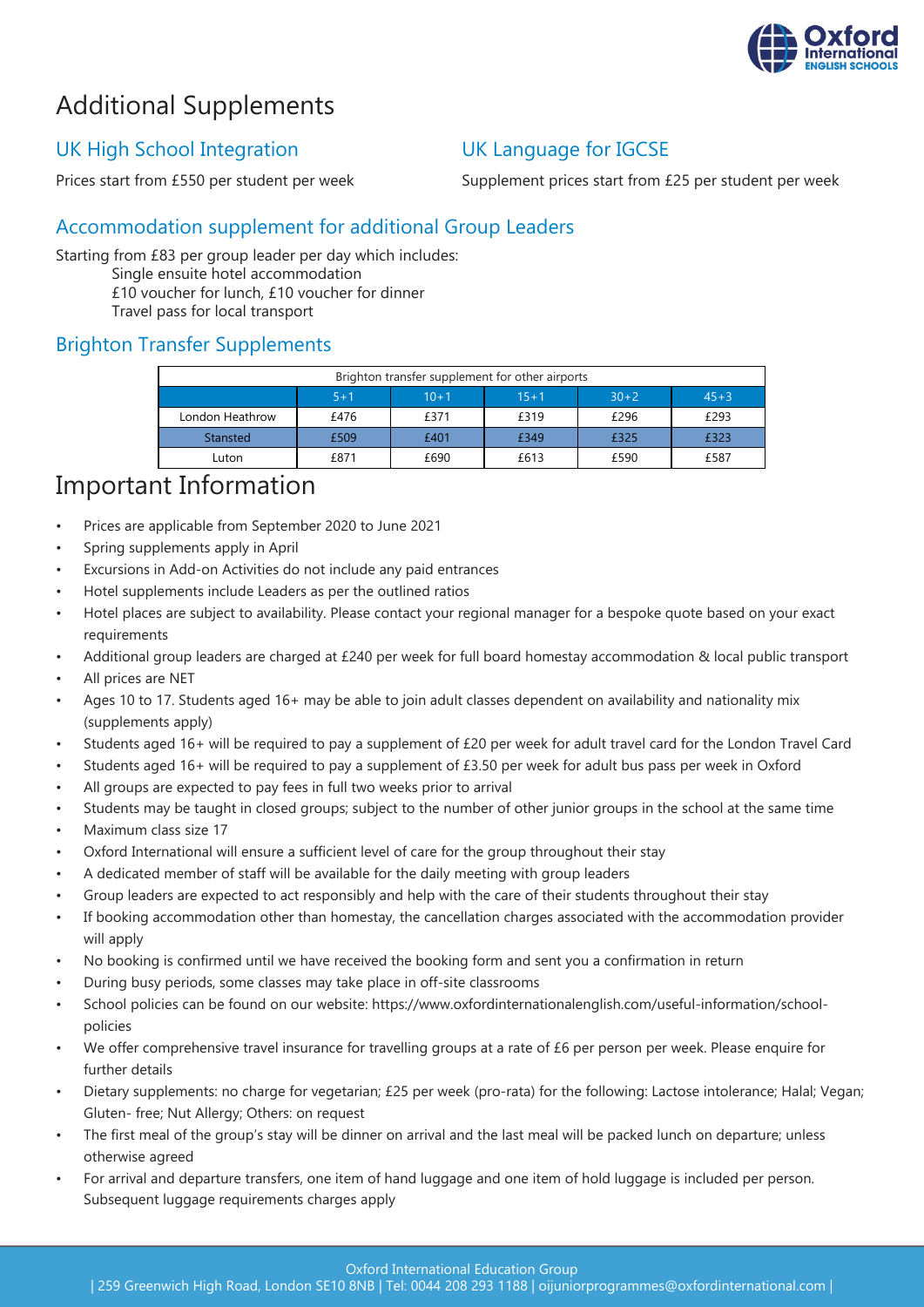# Additional Supplements

## UK High School Integration

Prices start from £550 per student per week

## UK Language for IGCSE

Supplement prices start from £25 per student per week

## Accommodation supplement for additional Group Leaders

Starting from £83 per group leader per day which includes:

- Single ensuite hotel accommodation
- £10 voucher for lunch, £10 voucher for dinner
- Travel pass for local transport

## Brighton Transfer Supplements

| Brighton transfer supplement for other airports | | | | | |
|---|---|---|---|---|---|
| | 5+1 | 10+1 | 15+1 | 30+2 | 45+3 |
| London Heathrow | £476 | £371 | £319 | £296 | £293 |
| Stansted | £509 | £401 | £349 | £325 | £323 |
| Luton | £871 | £690 | £613 | £590 | £587 |

# Important Information

- Prices are applicable from September 2020 to June 2021
- Spring supplements apply in April
- Excursions in Add-on Activities do not include any paid entrances
- Hotel supplements include Leaders as per the outlined ratios
- Hotel places are subject to availability. Please contact your regional manager for a bespoke quote based on your exact requirements
- Additional group leaders are charged at £240 per week for full board homestay accommodation & local public transport
- All prices are NET
- Ages 10 to 17. Students aged 16+ may be able to join adult classes dependent on availability and nationality mix (supplements apply)
- Students aged 16+ will be required to pay a supplement of £20 per week for adult travel card for the London Travel Card
- Students aged 16+ will be required to pay a supplement of £3.50 per week for adult bus pass per week in Oxford
- All groups are expected to pay fees in full two weeks prior to arrival
- Students may be taught in closed groups; subject to the number of other junior groups in the school at the same time
- Maximum class size 17
- Oxford International will ensure a sufficient level of care for the group throughout their stay
- A dedicated member of staff will be available for the daily meeting with group leaders
- Group leaders are expected to act responsibly and help with the care of their students throughout their stay
- If booking accommodation other than homestay, the cancellation charges associated with the accommodation provider will apply
- No booking is confirmed until we have received the booking form and sent you a confirmation in return
- During busy periods, some classes may take place in off-site classrooms
- School policies can be found on our website: https://www.oxfordinternationalenglish.com/useful-information/school-policies
- We offer comprehensive travel insurance for travelling groups at a rate of £6 per person per week. Please enquire for further details
- Dietary supplements: no charge for vegetarian; £25 per week (pro-rata) for the following: Lactose intolerance; Halal; Vegan; Gluten- free; Nut Allergy; Others: on request
- The first meal of the group's stay will be dinner on arrival and the last meal will be packed lunch on departure; unless otherwise agreed
- For arrival and departure transfers, one item of hand luggage and one item of hold luggage is included per person. Subsequent luggage requirements charges apply

Oxford International Education Group
| 259 Greenwich High Road, London SE10 8NB | Tel: 0044 208 293 1188 | oijuniorprogrammes@oxfordinternational.com |